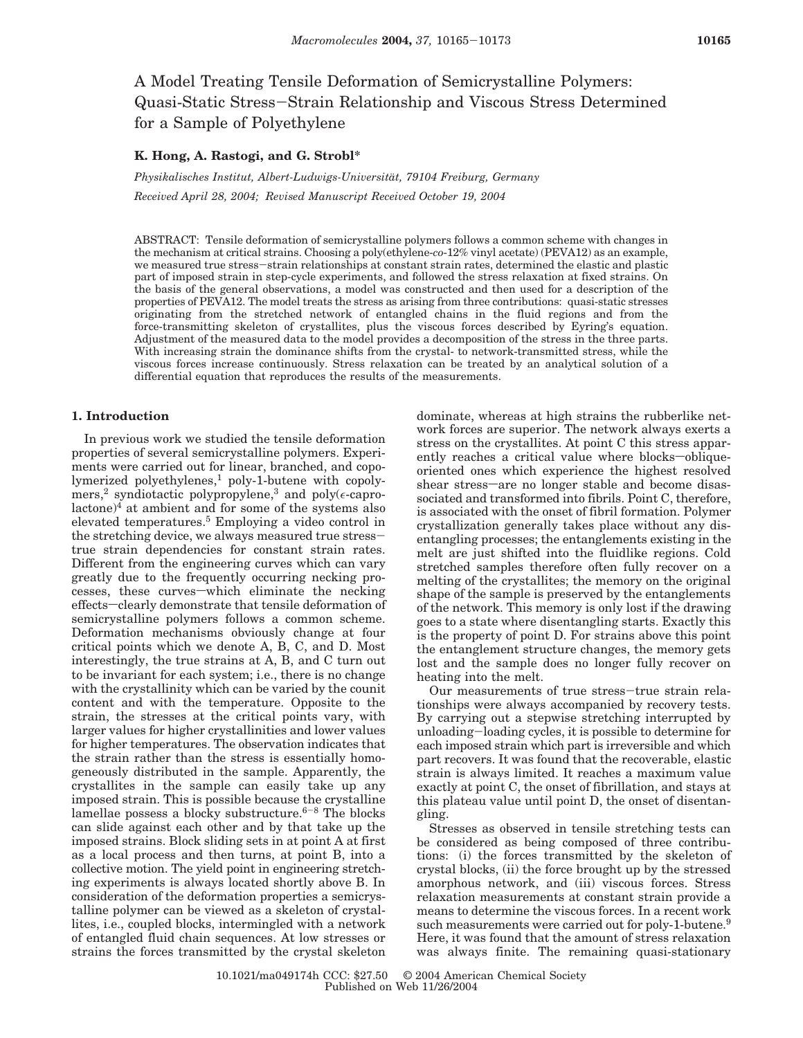# A Model Treating Tensile Deformation of Semicrystalline Polymers: Quasi-Static Stress–Strain Relationship and Viscous Stress Determined for a Sample of Polyethylene

**K. Hong, A. Rastogi, and G. Strobl***

*Physikalisches Institut, Albert-Ludwigs-Universität, 79104 Freiburg, Germany*

*Received April 28, 2004; Revised Manuscript Received October 19, 2004*

ABSTRACT: Tensile deformation of semicrystalline polymers follows a common scheme with changes in the mechanism at critical strains. Choosing a poly(ethylene-*co*-12% vinyl acetate) (PEVA12) as an example, we measured true stress–strain relationships at constant strain rates, determined the elastic and plastic part of imposed strain in step-cycle experiments, and followed the stress relaxation at fixed strains. On the basis of the general observations, a model was constructed and then used for a description of the properties of PEVA12. The model treats the stress as arising from three contributions: quasi-static stresses originating from the stretched network of entangled chains in the fluid regions and from the force-transmitting skeleton of crystallites, plus the viscous forces described by Eyring's equation. Adjustment of the measured data to the model provides a decomposition of the stress in the three parts. With increasing strain the dominance shifts from the crystal- to network-transmitted stress, while the viscous forces increase continuously. Stress relaxation can be treated by an analytical solution of a differential equation that reproduces the results of the measurements.

## 1. Introduction

In previous work we studied the tensile deformation properties of several semicrystalline polymers. Experiments were carried out for linear, branched, and copolymerized polyethylenes,[1] poly-1-butene with copolymers,[2] syndiotactic polypropylene,[3] and poly($\epsilon$-caprolactone)[4] at ambient and for some of the systems also elevated temperatures.[5] Employing a video control in the stretching device, we always measured true stress–true strain dependencies for constant strain rates. Different from the engineering curves which can vary greatly due to the frequently occurring necking processes, these curves—which eliminate the necking effects—clearly demonstrate that tensile deformation of semicrystalline polymers follows a common scheme. Deformation mechanisms obviously change at four critical points which we denote A, B, C, and D. Most interestingly, the true strains at A, B, and C turn out to be invariant for each system; i.e., there is no change with the crystallinity which can be varied by the counit content and with the temperature. Opposite to the strain, the stresses at the critical points vary, with larger values for higher crystallinities and lower values for higher temperatures. The observation indicates that the strain rather than the stress is essentially homogeneously distributed in the sample. Apparently, the crystallites in the sample can easily take up any imposed strain. This is possible because the crystalline lamellae possess a blocky substructure.[6–8] The blocks can slide against each other and by that take up the imposed strains. Block sliding sets in at point A at first as a local process and then turns, at point B, into a collective motion. The yield point in engineering stretching experiments is always located shortly above B. In consideration of the deformation properties a semicrystalline polymer can be viewed as a skeleton of crystallites, i.e., coupled blocks, intermingled with a network of entangled fluid chain sequences. At low stresses or strains the forces transmitted by the crystal skeleton dominate, whereas at high strains the rubberlike network forces are superior. The network always exerts a stress on the crystallites. At point C this stress apparently reaches a critical value where blocks—obliquely oriented ones which experience the highest resolved shear stress—are no longer stable and become disassociated and transformed into fibrils. Point C, therefore, is associated with the onset of fibril formation. Polymer crystallization generally takes place without any disentangling processes; the entanglements existing in the melt are just shifted into the fluidlike regions. Cold stretched samples therefore often fully recover on a melting of the crystallites; the memory on the original shape of the sample is preserved by the entanglements of the network. This memory is only lost if the drawing goes to a state where disentangling starts. Exactly this is the property of point D. For strains above this point the entanglement structure changes, the memory gets lost and the sample does no longer fully recover on heating into the melt.

Our measurements of true stress–true strain relationships were always accompanied by recovery tests. By carrying out a stepwise stretching interrupted by unloading–loading cycles, it is possible to determine for each imposed strain which part is irreversible and which part recovers. It was found that the recoverable, elastic strain is always limited. It reaches a maximum value exactly at point C, the onset of fibrillation, and stays at this plateau value until point D, the onset of disentangling.

Stresses as observed in tensile stretching tests can be considered as being composed of three contributions: (i) the forces transmitted by the skeleton of crystal blocks, (ii) the force brought up by the stressed amorphous network, and (iii) viscous forces. Stress relaxation measurements at constant strain provide a means to determine the viscous forces. In a recent work such measurements were carried out for poly-1-butene.[9] Here, it was found that the amount of stress relaxation was always finite. The remaining quasi-stationary

10.1021/ma049174h CCC: $27.50 © 2004 American Chemical Society
Published on Web 11/26/2004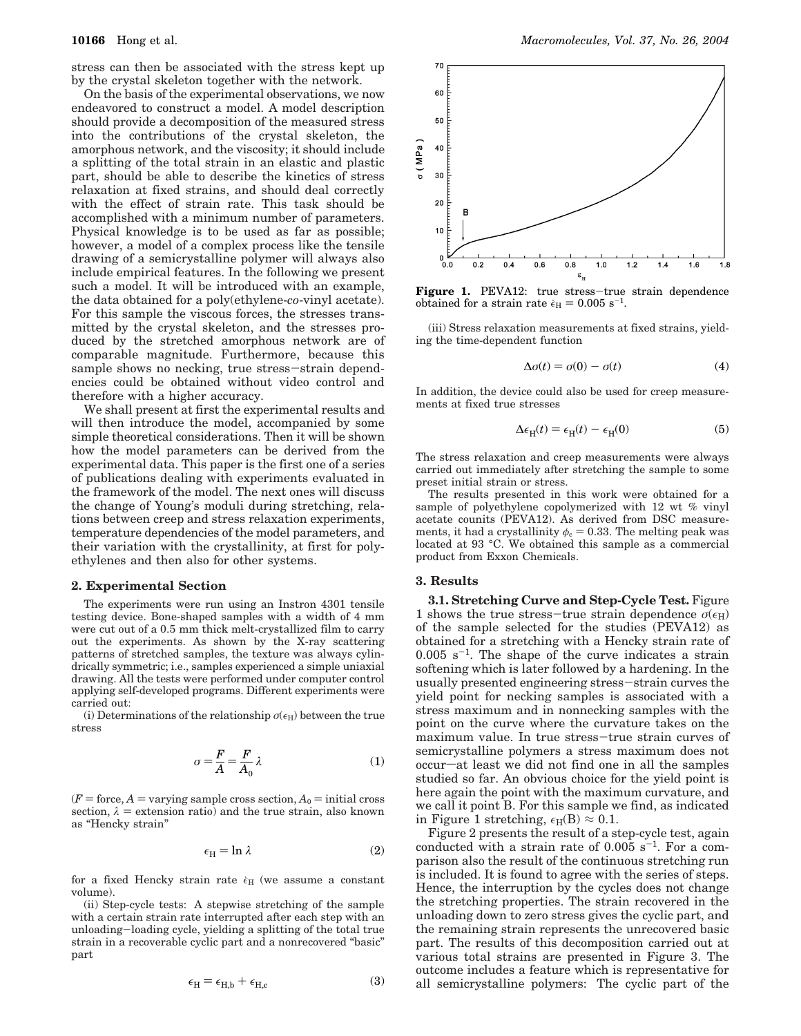stress can then be associated with the stress kept up by the crystal skeleton together with the network.

On the basis of the experimental observations, we now endeavored to construct a model. A model description should provide a decomposition of the measured stress into the contributions of the crystal skeleton, the amorphous network, and the viscosity; it should include a splitting of the total strain in an elastic and plastic part, should be able to describe the kinetics of stress relaxation at fixed strains, and should deal correctly with the effect of strain rate. This task should be accomplished with a minimum number of parameters. Physical knowledge is to be used as far as possible; however, a model of a complex process like the tensile drawing of a semicrystalline polymer will always also include empirical features. In the following we present such a model. It will be introduced with an example, the data obtained for a poly(ethylene-*co*-vinyl acetate). For this sample the viscous forces, the stresses transmitted by the crystal skeleton, and the stresses produced by the stretched amorphous network are of comparable magnitude. Furthermore, because this sample shows no necking, true stress–strain dependencies could be obtained without video control and therefore with a higher accuracy.

We shall present at first the experimental results and will then introduce the model, accompanied by some simple theoretical considerations. Then it will be shown how the model parameters can be derived from the experimental data. This paper is the first one of a series of publications dealing with experiments evaluated in the framework of the model. The next ones will discuss the change of Young's moduli during stretching, relations between creep and stress relaxation experiments, temperature dependencies of the model parameters, and their variation with the crystallinity, at first for polyethylenes and then also for other systems.

## 2. Experimental Section

The experiments were run using an Instron 4301 tensile testing device. Bone-shaped samples with a width of 4 mm were cut out of a 0.5 mm thick melt-crystallized film to carry out the experiments. As shown by the X-ray scattering patterns of stretched samples, the texture was always cylindrically symmetric; i.e., samples experienced a simple uniaxial drawing. All the tests were performed under computer control applying self-developed programs. Different experiments were carried out:

(i) Determinations of the relationship $\sigma(\epsilon_H)$ between the true stress

$$\sigma = \frac{F}{A} = \frac{F}{A_0}\lambda \tag{1}$$

($F$ = force, $A$ = varying sample cross section, $A_0$ = initial cross section, $\lambda$ = extension ratio) and the true strain, also known as "Hencky strain"

$$\epsilon_H = \ln \lambda \tag{2}$$

for a fixed Hencky strain rate $\dot{\epsilon}_H$ (we assume a constant volume).

(ii) Step-cycle tests: A stepwise stretching of the sample with a certain strain rate interrupted after each step with an unloading–loading cycle, yielding a splitting of the total true strain in a recoverable cyclic part and a nonrecovered "basic" part

$$\epsilon_H = \epsilon_{H,b} + \epsilon_{H,c} \tag{3}$$

**Figure 1.** PEVA12: true stress–true strain dependence obtained for a strain rate $\dot{\epsilon}_H = 0.005\ s^{-1}$.

(iii) Stress relaxation measurements at fixed strains, yielding the time-dependent function

$$\Delta\sigma(t) = \sigma(0) - \sigma(t) \tag{4}$$

In addition, the device could also be used for creep measurements at fixed true stresses

$$\Delta\epsilon_H(t) = \epsilon_H(t) - \epsilon_H(0) \tag{5}$$

The stress relaxation and creep measurements were always carried out immediately after stretching the sample to some preset initial strain or stress.

The results presented in this work were obtained for a sample of polyethylene copolymerized with 12 wt % vinyl acetate counits (PEVA12). As derived from DSC measurements, it had a crystallinity $\phi_c = 0.33$. The melting peak was located at 93 °C. We obtained this sample as a commercial product from Exxon Chemicals.

## 3. Results

**3.1. Stretching Curve and Step-Cycle Test.** Figure 1 shows the true stress–true strain dependence $\sigma(\epsilon_H)$ of the sample selected for the studies (PEVA12) as obtained for a stretching with a Hencky strain rate of 0.005 $s^{-1}$. The shape of the curve indicates a strain softening which is later followed by a hardening. In the usually presented engineering stress–strain curves the yield point for necking samples is associated with a stress maximum and in nonnecking samples with the point on the curve where the curvature takes on the maximum value. In true stress–strain curves of semicrystalline polymers a stress maximum does not occur—at least we did not find one in all the samples studied so far. An obvious choice for the yield point is here again the point with the maximum curvature, and we call it point B. For this sample we find, as indicated in Figure 1 stretching, $\epsilon_H(B) \approx 0.1$.

Figure 2 presents the result of a step-cycle test, again conducted with a strain rate of 0.005 $s^{-1}$. For a comparison also the result of the continuous stretching run is included. It is found to agree with the series of steps. Hence, the interruption by the cycles does not change the stretching properties. The strain recovered in the unloading down to zero stress gives the cyclic part, and the remaining strain represents the unrecovered basic part. The results of this decomposition carried out at various total strains are presented in Figure 3. The outcome includes a feature which is representative for all semicrystalline polymers: The cyclic part of the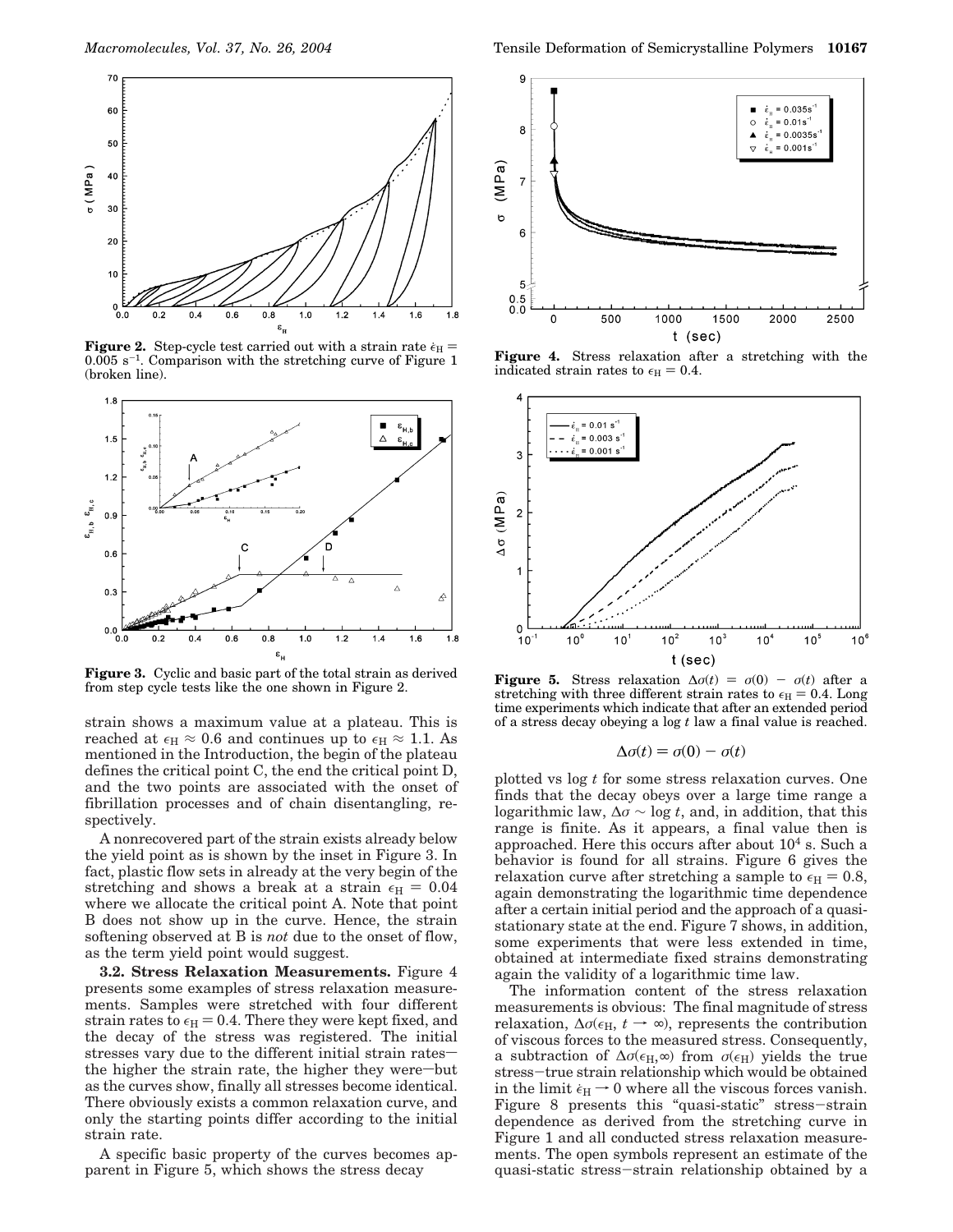**Figure 2.** Step-cycle test carried out with a strain rate $\dot{\epsilon}_H = 0.005\ s^{-1}$. Comparison with the stretching curve of Figure 1 (broken line).

**Figure 3.** Cyclic and basic part of the total strain as derived from step cycle tests like the one shown in Figure 2.

strain shows a maximum value at a plateau. This is reached at $\epsilon_H \approx 0.6$ and continues up to $\epsilon_H \approx 1.1$. As mentioned in the Introduction, the begin of the plateau defines the critical point C, the end the critical point D, and the two points are associated with the onset of fibrillation processes and of chain disentangling, respectively.

A nonrecovered part of the strain exists already below the yield point as is shown by the inset in Figure 3. In fact, plastic flow sets in already at the very begin of the stretching and shows a break at a strain $\epsilon_H = 0.04$ where we allocate the critical point A. Note that point B does not show up in the curve. Hence, the strain softening observed at B is *not* due to the onset of flow, as the term yield point would suggest.

**3.2. Stress Relaxation Measurements.** Figure 4 presents some examples of stress relaxation measurements. Samples were stretched with four different strain rates to $\epsilon_H = 0.4$. There they were kept fixed, and the decay of the stress was registered. The initial stresses vary due to the different initial strain rates—the higher the strain rate, the higher they were—but as the curves show, finally all stresses become identical. There obviously exists a common relaxation curve, and only the starting points differ according to the initial strain rate.

A specific basic property of the curves becomes apparent in Figure 5, which shows the stress decay

**Figure 4.** Stress relaxation after a stretching with the indicated strain rates to $\epsilon_H = 0.4$.

**Figure 5.** Stress relaxation $\Delta\sigma(t) = \sigma(0) - \sigma(t)$ after a stretching with three different strain rates to $\epsilon_H = 0.4$. Long time experiments which indicate that after an extended period of a stress decay obeying a log $t$ law a final value is reached.

$$\Delta\sigma(t) = \sigma(0) - \sigma(t)$$

plotted vs log $t$ for some stress relaxation curves. One finds that the decay obeys over a large time range a logarithmic law, $\Delta\sigma \sim \log t$, and, in addition, that this range is finite. As it appears, a final value then is approached. Here this occurs after about $10^4$ s. Such a behavior is found for all strains. Figure 6 gives the relaxation curve after stretching a sample to $\epsilon_H = 0.8$, again demonstrating the logarithmic time dependence after a certain initial period and the approach of a quasi-stationary state at the end. Figure 7 shows, in addition, some experiments that were less extended in time, obtained at intermediate fixed strains demonstrating again the validity of a logarithmic time law.

The information content of the stress relaxation measurements is obvious: The final magnitude of stress relaxation, $\Delta\sigma(\epsilon_H, t \rightarrow \infty)$, represents the contribution of viscous forces to the measured stress. Consequently, a subtraction of $\Delta\sigma(\epsilon_H,\infty)$ from $\sigma(\epsilon_H)$ yields the true stress–true strain relationship which would be obtained in the limit $\dot{\epsilon}_H \rightarrow 0$ where all the viscous forces vanish. Figure 8 presents this "quasi-static" stress–strain dependence as derived from the stretching curve in Figure 1 and all conducted stress relaxation measurements. The open symbols represent an estimate of the quasi-static stress–strain relationship obtained by a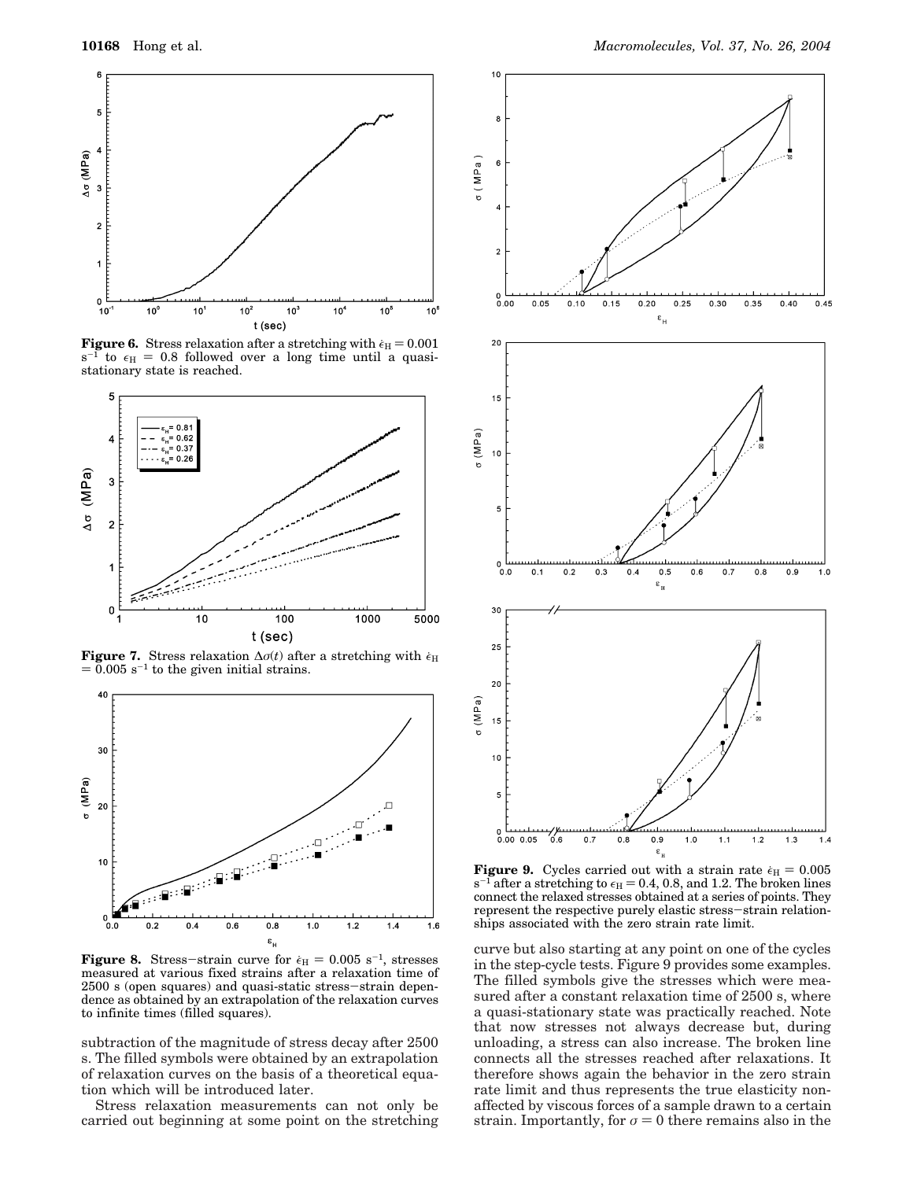**Figure 6.** Stress relaxation after a stretching with $\dot{\epsilon}_H = 0.001$ s$^{-1}$ to $\epsilon_H = 0.8$ followed over a long time until a quasi-stationary state is reached.

**Figure 7.** Stress relaxation $\Delta\sigma(t)$ after a stretching with $\dot{\epsilon}_H = 0.005$ s$^{-1}$ to the given initial strains.

**Figure 8.** Stress–strain curve for $\dot{\epsilon}_H = 0.005$ s$^{-1}$, stresses measured at various fixed strains after a relaxation time of 2500 s (open squares) and quasi-static stress–strain dependence as obtained by an extrapolation of the relaxation curves to infinite times (filled squares).

subtraction of the magnitude of stress decay after 2500 s. The filled symbols were obtained by an extrapolation of relaxation curves on the basis of a theoretical equation which will be introduced later.

Stress relaxation measurements can not only be carried out beginning at some point on the stretching curve but also starting at any point on one of the cycles in the step-cycle tests. Figure 9 provides some examples. The filled symbols give the stresses which were measured after a constant relaxation time of 2500 s, where a quasi-stationary state was practically reached. Note that now stresses not always decrease but, during unloading, a stress can also increase. The broken line connects all the stresses reached after relaxations. It therefore shows again the behavior in the zero strain rate limit and thus represents the true elasticity non-affected by viscous forces of a sample drawn to a certain strain. Importantly, for $\sigma = 0$ there remains also in the

**Figure 9.** Cycles carried out with a strain rate $\dot{\epsilon}_H = 0.005$ s$^{-1}$ after a stretching to $\epsilon_H = 0.4$, 0.8, and 1.2. The broken lines connect the relaxed stresses obtained at a series of points. They represent the respective purely elastic stress–strain relationships associated with the zero strain rate limit.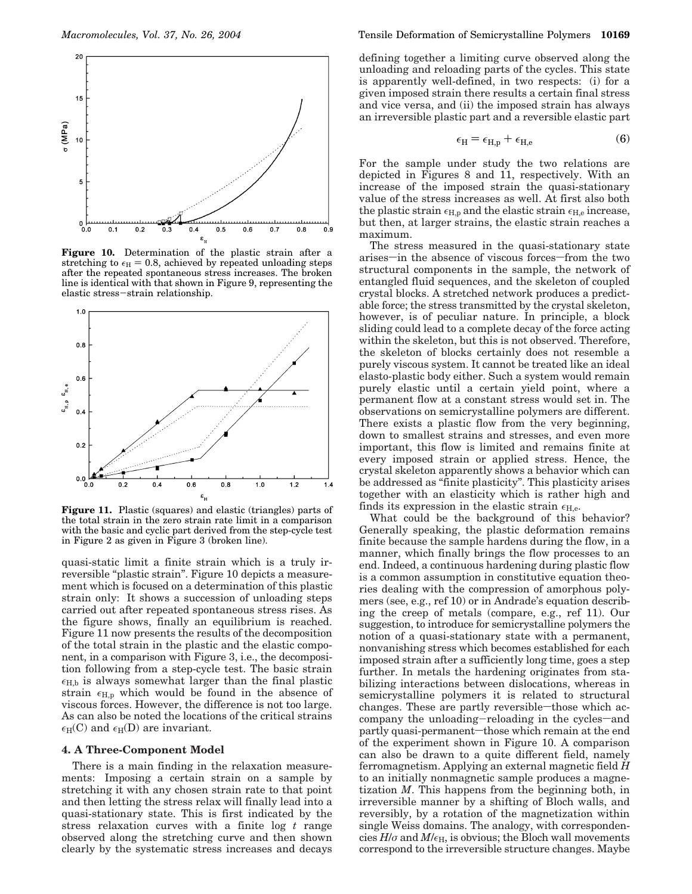Figure 10. Determination of the plastic strain after a stretching to $\epsilon_H = 0.8$, achieved by repeated unloading steps after the repeated spontaneous stress increases. The broken line is identical with that shown in Figure 9, representing the elastic stress−strain relationship.

Figure 11. Plastic (squares) and elastic (triangles) parts of the total strain in the zero strain rate limit in a comparison with the basic and cyclic part derived from the step-cycle test in Figure 2 as given in Figure 3 (broken line).

quasi-static limit a finite strain which is a truly irreversible "plastic strain". Figure 10 depicts a measurement which is focused on a determination of this plastic strain only: It shows a succession of unloading steps carried out after repeated spontaneous stress rises. As the figure shows, finally an equilibrium is reached. Figure 11 now presents the results of the decomposition of the total strain in the plastic and the elastic component, in a comparison with Figure 3, i.e., the decomposition following from a step-cycle test. The basic strain $\epsilon_{H,b}$ is always somewhat larger than the final plastic strain $\epsilon_{H,p}$ which would be found in the absence of viscous forces. However, the difference is not too large. As can also be noted the locations of the critical strains $\epsilon_H(C)$ and $\epsilon_H(D)$ are invariant.

## 4. A Three-Component Model

There is a main finding in the relaxation measurements: Imposing a certain strain on a sample by stretching it with any chosen strain rate to that point and then letting the stress relax will finally lead into a quasi-stationary state. This is first indicated by the stress relaxation curves with a finite log $t$ range observed along the stretching curve and then shown clearly by the systematic stress increases and decays defining together a limiting curve observed along the unloading and reloading parts of the cycles. This state is apparently well-defined, in two respects: (i) for a given imposed strain there results a certain final stress and vice versa, and (ii) the imposed strain has always an irreversible plastic part and a reversible elastic part

$$\epsilon_H = \epsilon_{H,p} + \epsilon_{H,e} \tag{6}$$

For the sample under study the two relations are depicted in Figures 8 and 11, respectively. With an increase of the imposed strain the quasi-stationary value of the stress increases as well. At first also both the plastic strain $\epsilon_{H,p}$ and the elastic strain $\epsilon_{H,e}$ increase, but then, at larger strains, the elastic strain reaches a maximum.

The stress measured in the quasi-stationary state arises—in the absence of viscous forces—from the two structural components in the sample, the network of entangled fluid sequences, and the skeleton of coupled crystal blocks. A stretched network produces a predictable force; the stress transmitted by the crystal skeleton, however, is of peculiar nature. In principle, a block sliding could lead to a complete decay of the force acting within the skeleton, but this is not observed. Therefore, the skeleton of blocks certainly does not resemble a purely viscous system. It cannot be treated like an ideal elasto-plastic body either. Such a system would remain purely elastic until a certain yield point, where a permanent flow at a constant stress would set in. The observations on semicrystalline polymers are different. There exists a plastic flow from the very beginning, down to smallest strains and stresses, and even more important, this flow is limited and remains finite at every imposed strain or applied stress. Hence, the crystal skeleton apparently shows a behavior which can be addressed as "finite plasticity". This plasticity arises together with an elasticity which is rather high and finds its expression in the elastic strain $\epsilon_{H,e}$.

What could be the background of this behavior? Generally speaking, the plastic deformation remains finite because the sample hardens during the flow, in a manner, which finally brings the flow processes to an end. Indeed, a continuous hardening during plastic flow is a common assumption in constitutive equation theories dealing with the compression of amorphous polymers (see, e.g., ref 10) or in Andrade's equation describing the creep of metals (compare, e.g., ref 11). Our suggestion, to introduce for semicrystalline polymers the notion of a quasi-stationary state with a permanent, nonvanishing stress which becomes established for each imposed strain after a sufficiently long time, goes a step further. In metals the hardening originates from stabilizing interactions between dislocations, whereas in semicrystalline polymers it is related to structural changes. These are partly reversible—those which accompany the unloading−reloading in the cycles—and partly quasi-permanent—those which remain at the end of the experiment shown in Figure 10. A comparison can also be drawn to a quite different field, namely ferromagnetism. Applying an external magnetic field $H$ to an initially nonmagnetic sample produces a magnetization $M$. This happens from the beginning both, in irreversible manner by a shifting of Bloch walls, and reversibly, by a rotation of the magnetization within single Weiss domains. The analogy, with correspondencies $H/\sigma$ and $M/\epsilon_H$, is obvious; the Bloch wall movements correspond to the irreversible structure changes. Maybe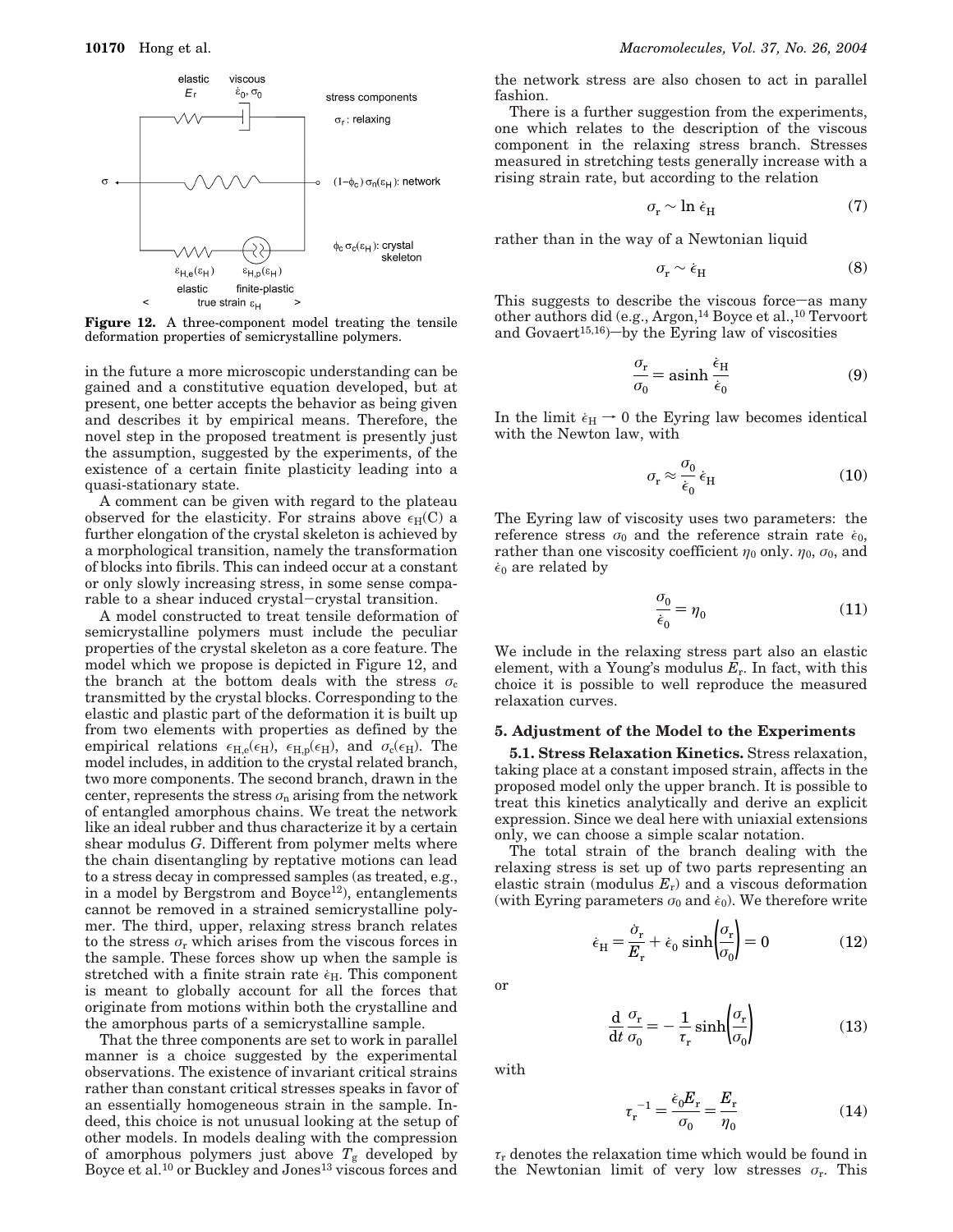Figure 12. A three-component model treating the tensile deformation properties of semicrystalline polymers.

in the future a more microscopic understanding can be gained and a constitutive equation developed, but at present, one better accepts the behavior as being given and describes it by empirical means. Therefore, the novel step in the proposed treatment is presently just the assumption, suggested by the experiments, of the existence of a certain finite plasticity leading into a quasi-stationary state.

A comment can be given with regard to the plateau observed for the elasticity. For strains above $\epsilon_H(C)$ a further elongation of the crystal skeleton is achieved by a morphological transition, namely the transformation of blocks into fibrils. This can indeed occur at a constant or only slowly increasing stress, in some sense comparable to a shear induced crystal–crystal transition.

A model constructed to treat tensile deformation of semicrystalline polymers must include the peculiar properties of the crystal skeleton as a core feature. The model which we propose is depicted in Figure 12, and the branch at the bottom deals with the stress $\sigma_c$ transmitted by the crystal blocks. Corresponding to the elastic and plastic part of the deformation it is built up from two elements with properties as defined by the empirical relations $\epsilon_{H,e}(\epsilon_H)$, $\epsilon_{H,p}(\epsilon_H)$, and $\sigma_c(\epsilon_H)$. The model includes, in addition to the crystal related branch, two more components. The second branch, drawn in the center, represents the stress $\sigma_n$ arising from the network of entangled amorphous chains. We treat the network like an ideal rubber and thus characterize it by a certain shear modulus $G$. Different from polymer melts where the chain disentangling by reptative motions can lead to a stress decay in compressed samples (as treated, e.g., in a model by Bergstrom and Boyce[12]), entanglements cannot be removed in a strained semicrystalline polymer. The third, upper, relaxing stress branch relates to the stress $\sigma_r$ which arises from the viscous forces in the sample. These forces show up when the sample is stretched with a finite strain rate $\dot{\epsilon}_H$. This component is meant to globally account for all the forces that originate from motions within both the crystalline and the amorphous parts of a semicrystalline sample.

That the three components are set to work in parallel manner is a choice suggested by the experimental observations. The existence of invariant critical strains rather than constant critical stresses speaks in favor of an essentially homogeneous strain in the sample. Indeed, this choice is not unusual looking at the setup of other models. In models dealing with the compression of amorphous polymers just above $T_g$ developed by Boyce et al.[10] or Buckley and Jones[13] viscous forces and the network stress are also chosen to act in parallel fashion.

There is a further suggestion from the experiments, one which relates to the description of the viscous component in the relaxing stress branch. Stresses measured in stretching tests generally increase with a rising strain rate, but according to the relation

$$\sigma_r \sim \ln \dot{\epsilon}_H \qquad (7)$$

rather than in the way of a Newtonian liquid

$$\sigma_r \sim \dot{\epsilon}_H \qquad (8)$$

This suggests to describe the viscous force—as many other authors did (e.g., Argon,[14] Boyce et al.,[10] Tervoort and Govaert[15,16])—by the Eyring law of viscosities

$$\frac{\sigma_r}{\sigma_0} = \operatorname{asinh} \frac{\dot{\epsilon}_H}{\dot{\epsilon}_0} \qquad (9)$$

In the limit $\dot{\epsilon}_H \rightarrow 0$ the Eyring law becomes identical with the Newton law, with

$$\sigma_r \approx \frac{\sigma_0}{\dot{\epsilon}_0} \dot{\epsilon}_H \qquad (10)$$

The Eyring law of viscosity uses two parameters: the reference stress $\sigma_0$ and the reference strain rate $\dot{\epsilon}_0$, rather than one viscosity coefficient $\eta_0$ only. $\eta_0$, $\sigma_0$, and $\dot{\epsilon}_0$ are related by

$$\frac{\sigma_0}{\dot{\epsilon}_0} = \eta_0 \qquad (11)$$

We include in the relaxing stress part also an elastic element, with a Young's modulus $E_r$. In fact, with this choice it is possible to well reproduce the measured relaxation curves.

## 5. Adjustment of the Model to the Experiments

**5.1. Stress Relaxation Kinetics.** Stress relaxation, taking place at a constant imposed strain, affects in the proposed model only the upper branch. It is possible to treat this kinetics analytically and derive an explicit expression. Since we deal here with uniaxial extensions only, we can choose a simple scalar notation.

The total strain of the branch dealing with the relaxing stress is set up of two parts representing an elastic strain (modulus $E_r$) and a viscous deformation (with Eyring parameters $\sigma_0$ and $\dot{\epsilon}_0$). We therefore write

$$\dot{\epsilon}_H = \frac{\dot{\sigma}_r}{E_r} + \dot{\epsilon}_0 \sinh\left(\frac{\sigma_r}{\sigma_0}\right) = 0 \qquad (12)$$

or

$$\frac{d}{dt}\frac{\sigma_r}{\sigma_0} = -\frac{1}{\tau_r}\sinh\left(\frac{\sigma_r}{\sigma_0}\right) \qquad (13)$$

with

$$\tau_r^{-1} = \frac{\dot{\epsilon}_0 E_r}{\sigma_0} = \frac{E_r}{\eta_0} \qquad (14)$$

$\tau_r$ denotes the relaxation time which would be found in the Newtonian limit of very low stresses $\sigma_r$. This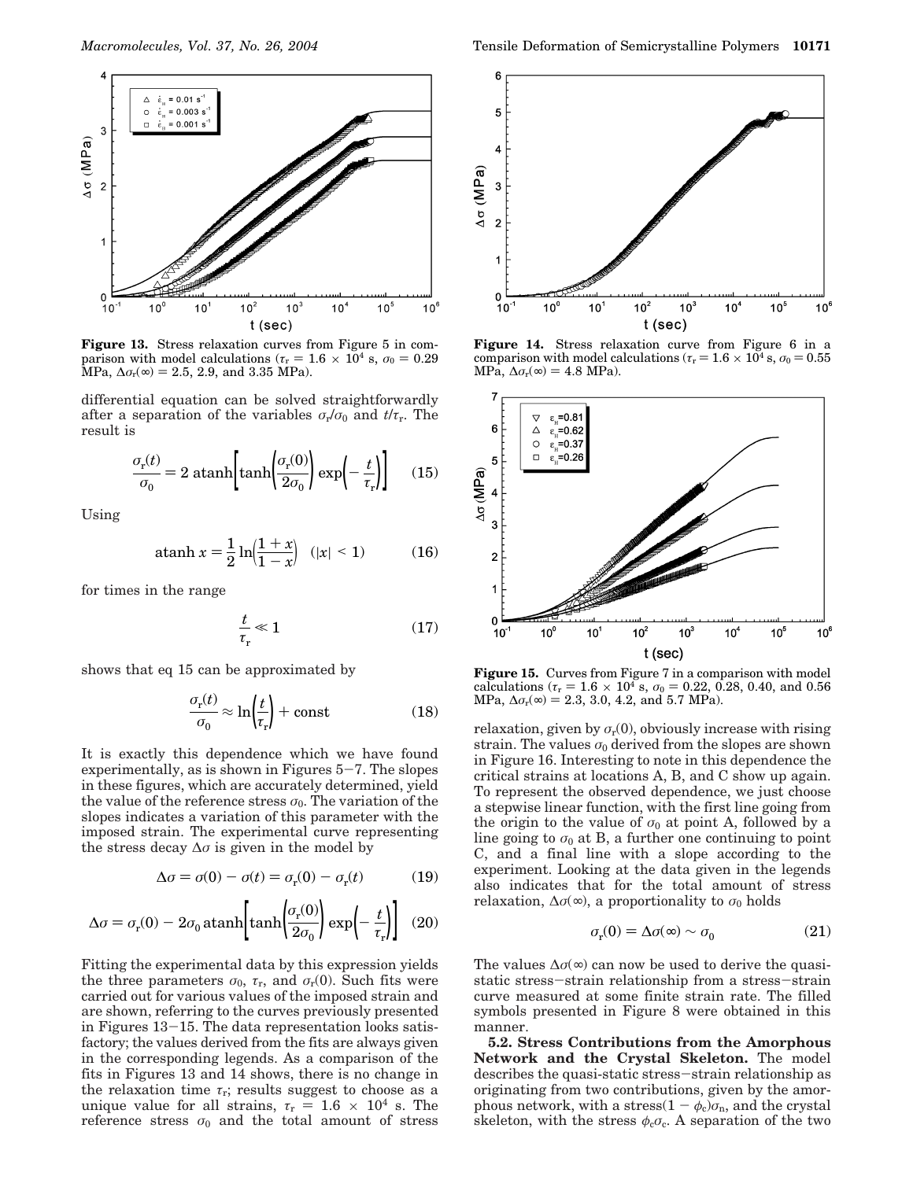**Figure 13.** Stress relaxation curves from Figure 5 in comparison with model calculations ($\tau_r = 1.6 \times 10^4$ s, $\sigma_0 = 0.29$ MPa, $\Delta\sigma_r(\infty) = 2.5$, 2.9, and 3.35 MPa).

**Figure 14.** Stress relaxation curve from Figure 6 in a comparison with model calculations ($\tau_r = 1.6 \times 10^4$ s, $\sigma_0 = 0.55$ MPa, $\Delta\sigma_r(\infty) = 4.8$ MPa).

**Figure 15.** Curves from Figure 7 in a comparison with model calculations ($\tau_r = 1.6 \times 10^4$ s, $\sigma_0 = 0.22$, 0.28, 0.40, and 0.56 MPa, $\Delta\sigma_r(\infty) = 2.3$, 3.0, 4.2, and 5.7 MPa).

differential equation can be solved straightforwardly after a separation of the variables $\sigma_r/\sigma_0$ and $t/\tau_r$. The result is

$$\frac{\sigma_r(t)}{\sigma_0} = 2 \operatorname{atanh}\left[\tanh\left(\frac{\sigma_r(0)}{2\sigma_0}\right)\exp\left(-\frac{t}{\tau_r}\right)\right] \quad (15)$$

Using

$$\operatorname{atanh} x = \frac{1}{2}\ln\left(\frac{1+x}{1-x}\right) \quad (|x| < 1) \quad (16)$$

for times in the range

$$\frac{t}{\tau_r} \ll 1 \quad (17)$$

shows that eq 15 can be approximated by

$$\frac{\sigma_r(t)}{\sigma_0} \approx \ln\left(\frac{t}{\tau_r}\right) + \text{const} \quad (18)$$

It is exactly this dependence which we have found experimentally, as is shown in Figures 5−7. The slopes in these figures, which are accurately determined, yield the value of the reference stress $\sigma_0$. The variation of the slopes indicates a variation of this parameter with the imposed strain. The experimental curve representing the stress decay $\Delta\sigma$ is given in the model by

$$\Delta\sigma = \sigma(0) - \sigma(t) = \sigma_r(0) - \sigma_r(t) \quad (19)$$

$$\Delta\sigma = \sigma_r(0) - 2\sigma_0 \operatorname{atanh}\left[\tanh\left(\frac{\sigma_r(0)}{2\sigma_0}\right)\exp\left(-\frac{t}{\tau_r}\right)\right] \quad (20)$$

Fitting the experimental data by this expression yields the three parameters $\sigma_0$, $\tau_r$, and $\sigma_r(0)$. Such fits were carried out for various values of the imposed strain and are shown, referring to the curves previously presented in Figures 13−15. The data representation looks satisfactory; the values derived from the fits are always given in the corresponding legends. As a comparison of the fits in Figures 13 and 14 shows, there is no change in the relaxation time $\tau_r$; results suggest to choose as a unique value for all strains, $\tau_r = 1.6 \times 10^4$ s. The reference stress $\sigma_0$ and the total amount of stress relaxation, given by $\sigma_r(0)$, obviously increase with rising strain. The values $\sigma_0$ derived from the slopes are shown in Figure 16. Interesting to note in this dependence the critical strains at locations A, B, and C show up again. To represent the observed dependence, we just choose a stepwise linear function, with the first line going from the origin to the value of $\sigma_0$ at point A, followed by a line going to $\sigma_0$ at B, a further one continuing to point C, and a final line with a slope according to the experiment. Looking at the data given in the legends also indicates that for the total amount of stress relaxation, $\Delta\sigma(\infty)$, a proportionality to $\sigma_0$ holds

$$\sigma_r(0) = \Delta\sigma(\infty) \sim \sigma_0 \quad (21)$$

The values $\Delta\sigma(\infty)$ can now be used to derive the quasi-static stress−strain relationship from a stress−strain curve measured at some finite strain rate. The filled symbols presented in Figure 8 were obtained in this manner.

**5.2. Stress Contributions from the Amorphous Network and the Crystal Skeleton.** The model describes the quasi-static stress−strain relationship as originating from two contributions, given by the amorphous network, with a stress$(1 - \phi_c)\sigma_n$, and the crystal skeleton, with the stress $\phi_c\sigma_c$. A separation of the two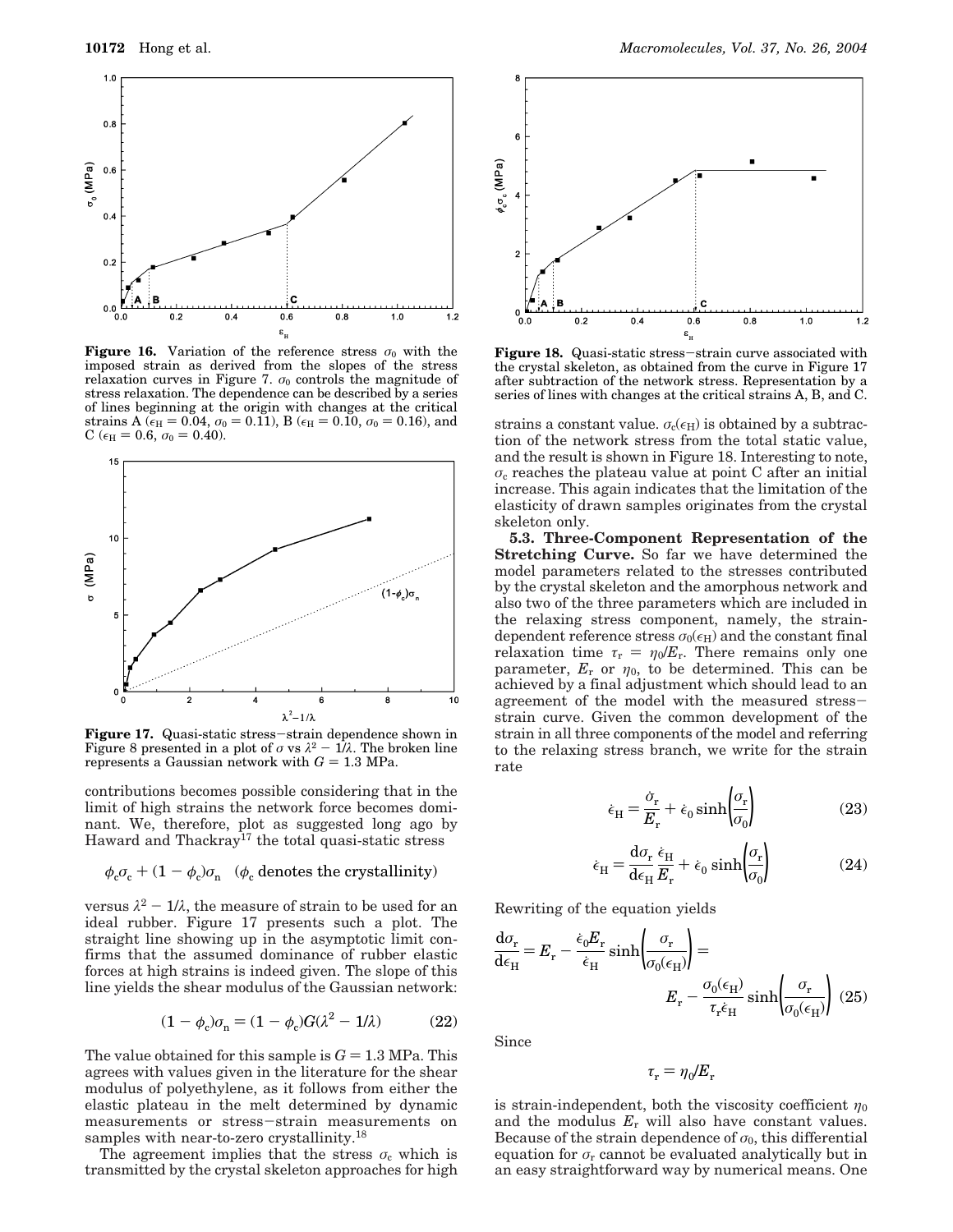**Figure 16.** Variation of the reference stress $\sigma_0$ with the imposed strain as derived from the slopes of the stress relaxation curves in Figure 7. $\sigma_0$ controls the magnitude of stress relaxation. The dependence can be described by a series of lines beginning at the origin with changes at the critical strains A ($\epsilon_H = 0.04$, $\sigma_0 = 0.11$), B ($\epsilon_H = 0.10$, $\sigma_0 = 0.16$), and C ($\epsilon_H = 0.6$, $\sigma_0 = 0.40$).

**Figure 17.** Quasi-static stress–strain dependence shown in Figure 8 presented in a plot of $\sigma$ vs $\lambda^2 - 1/\lambda$. The broken line represents a Gaussian network with $G = 1.3$ MPa.

contributions becomes possible considering that in the limit of high strains the network force becomes dominant. We, therefore, plot as suggested long ago by Haward and Thackray[17] the total quasi-static stress

$$\phi_c\sigma_c + (1 - \phi_c)\sigma_n \quad (\phi_c \text{ denotes the crystallinity})$$

versus $\lambda^2 - 1/\lambda$, the measure of strain to be used for an ideal rubber. Figure 17 presents such a plot. The straight line showing up in the asymptotic limit confirms that the assumed dominance of rubber elastic forces at high strains is indeed given. The slope of this line yields the shear modulus of the Gaussian network:

$$(1 - \phi_c)\sigma_n = (1 - \phi_c)G(\lambda^2 - 1/\lambda) \tag{22}$$

The value obtained for this sample is $G = 1.3$ MPa. This agrees with values given in the literature for the shear modulus of polyethylene, as it follows from either the elastic plateau in the melt determined by dynamic measurements or stress–strain measurements on samples with near-to-zero crystallinity.[18]

The agreement implies that the stress $\sigma_c$ which is transmitted by the crystal skeleton approaches for high strains a constant value. $\sigma_c(\epsilon_H)$ is obtained by a subtraction of the network stress from the total static value, and the result is shown in Figure 18. Interesting to note, $\sigma_c$ reaches the plateau value at point C after an initial increase. This again indicates that the limitation of the elasticity of drawn samples originates from the crystal skeleton only.

**Figure 18.** Quasi-static stress–strain curve associated with the crystal skeleton, as obtained from the curve in Figure 17 after subtraction of the network stress. Representation by a series of lines with changes at the critical strains A, B, and C.

**5.3. Three-Component Representation of the Stretching Curve.** So far we have determined the model parameters related to the stresses contributed by the crystal skeleton and the amorphous network and also two of the three parameters which are included in the relaxing stress component, namely, the strain-dependent reference stress $\sigma_0(\epsilon_H)$ and the constant final relaxation time $\tau_r = \eta_0/E_r$. There remains only one parameter, $E_r$ or $\eta_0$, to be determined. This can be achieved by a final adjustment which should lead to an agreement of the model with the measured stress–strain curve. Given the common development of the strain in all three components of the model and referring to the relaxing stress branch, we write for the strain rate

$$\dot{\epsilon}_H = \frac{\dot{\sigma}_r}{E_r} + \dot{\epsilon}_0 \sinh\left(\frac{\sigma_r}{\sigma_0}\right) \tag{23}$$

$$\dot{\epsilon}_H = \frac{d\sigma_r}{d\epsilon_H}\frac{\dot{\epsilon}_H}{E_r} + \dot{\epsilon}_0 \sinh\left(\frac{\sigma_r}{\sigma_0}\right) \tag{24}$$

Rewriting of the equation yields

$$\frac{d\sigma_r}{d\epsilon_H} = E_r - \frac{\dot{\epsilon}_0 E_r}{\dot{\epsilon}_H}\sinh\left(\frac{\sigma_r}{\sigma_0(\epsilon_H)}\right) = E_r - \frac{\sigma_0(\epsilon_H)}{\tau_r\dot{\epsilon}_H}\sinh\left(\frac{\sigma_r}{\sigma_0(\epsilon_H)}\right) \tag{25}$$

Since

$$\tau_r = \eta_0/E_r$$

is strain-independent, both the viscosity coefficient $\eta_0$ and the modulus $E_r$ will also have constant values. Because of the strain dependence of $\sigma_0$, this differential equation for $\sigma_r$ cannot be evaluated analytically but in an easy straightforward way by numerical means. One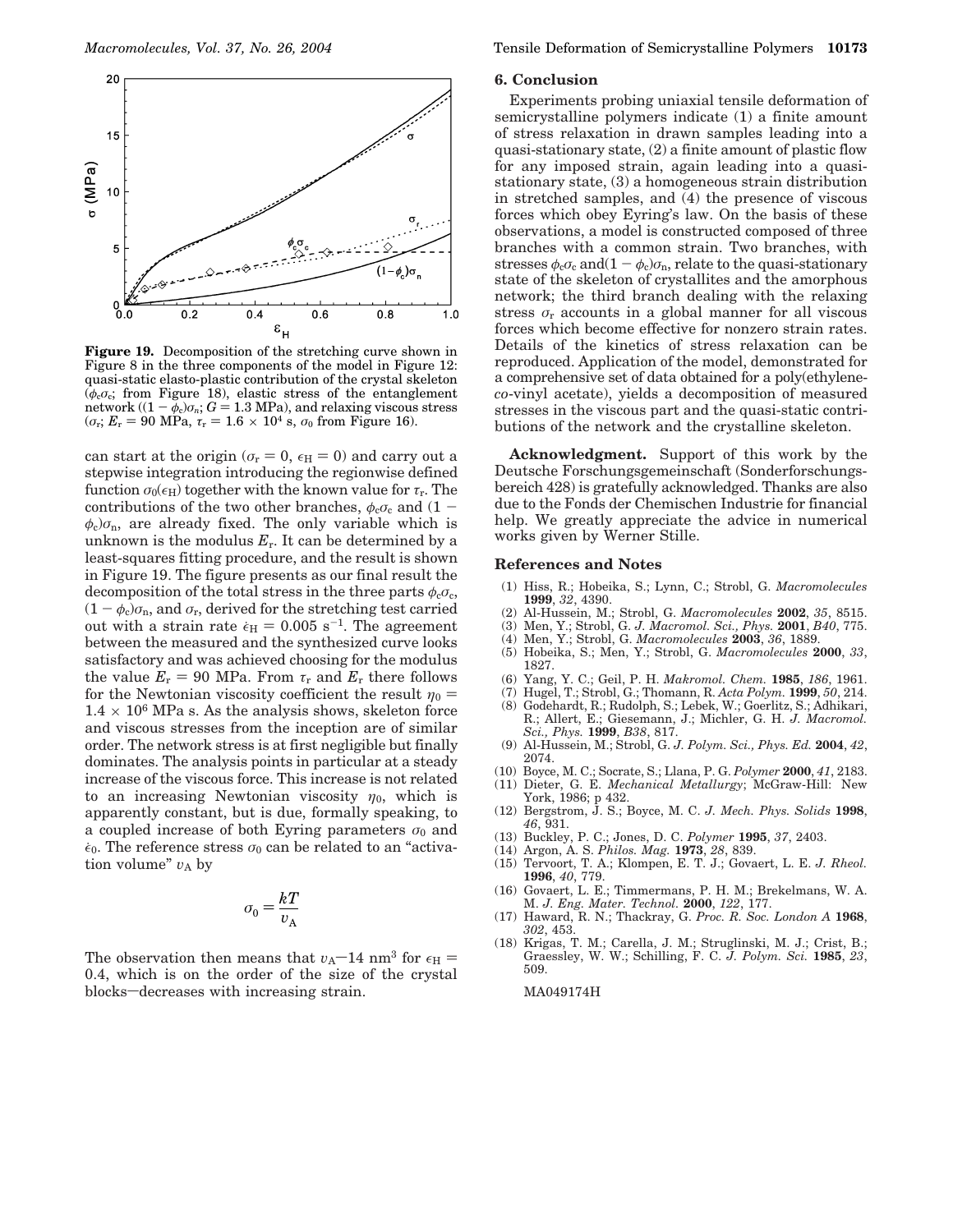20

15

10

5

0

σ (MPa)

0.0 0.2 0.4 0.6 0.8 1.0

$\epsilon_H$

σ

$\sigma_r$

$\phi_c\sigma_c$

$(1-\phi_c)\sigma_n$

**Figure 19.** Decomposition of the stretching curve shown in Figure 8 in the three components of the model in Figure 12: quasi-static elasto-plastic contribution of the crystal skeleton ($\phi_c\sigma_c$; from Figure 18), elastic stress of the entanglement network ($(1 - \phi_c)\sigma_n$; $G = 1.3$ MPa), and relaxing viscous stress ($\sigma_r$; $E_r = 90$ MPa, $\tau_r = 1.6 \times 10^4$ s, $\sigma_0$ from Figure 16).

can start at the origin ($\sigma_r = 0$, $\epsilon_H = 0$) and carry out a stepwise integration introducing the regionwise defined function $\sigma_0(\epsilon_H)$ together with the known value for $\tau_r$. The contributions of the two other branches, $\phi_c\sigma_c$ and $(1 - \phi_c)\sigma_n$, are already fixed. The only variable which is unknown is the modulus $E_r$. It can be determined by a least-squares fitting procedure, and the result is shown in Figure 19. The figure presents as our final result the decomposition of the total stress in the three parts $\phi_c\sigma_c$, $(1 - \phi_c)\sigma_n$, and $\sigma_r$, derived for the stretching test carried out with a strain rate $\dot{\epsilon}_H = 0.005$ s$^{-1}$. The agreement between the measured and the synthesized curve looks satisfactory and was achieved choosing for the modulus the value $E_r = 90$ MPa. From $\tau_r$ and $E_r$ there follows for the Newtonian viscosity coefficient the result $\eta_0 = 1.4 \times 10^6$ MPa s. As the analysis shows, skeleton force and viscous stresses from the inception are of similar order. The network stress is at first negligible but finally dominates. The analysis points in particular at a steady increase of the viscous force. This increase is not related to an increasing Newtonian viscosity $\eta_0$, which is apparently constant, but is due, formally speaking, to a coupled increase of both Eyring parameters $\sigma_0$ and $\dot{\epsilon}_0$. The reference stress $\sigma_0$ can be related to an "activation volume" $v_A$ by

$$\sigma_0 = \frac{kT}{v_A}$$

The observation then means that $v_A$—14 nm$^3$ for $\epsilon_H = 0.4$, which is on the order of the size of the crystal blocks—decreases with increasing strain.

## 6. Conclusion

Experiments probing uniaxial tensile deformation of semicrystalline polymers indicate (1) a finite amount of stress relaxation in drawn samples leading into a quasi-stationary state, (2) a finite amount of plastic flow for any imposed strain, again leading into a quasi-stationary state, (3) a homogeneous strain distribution in stretched samples, and (4) the presence of viscous forces which obey Eyring's law. On the basis of these observations, a model is constructed composed of three branches with a common strain. Two branches, with stresses $\phi_c\sigma_c$ and $(1 - \phi_c)\sigma_n$, relate to the quasi-stationary state of the skeleton of crystallites and the amorphous network; the third branch dealing with the relaxing stress $\sigma_r$ accounts in a global manner for all viscous forces which become effective for nonzero strain rates. Details of the kinetics of stress relaxation can be reproduced. Application of the model, demonstrated for a comprehensive set of data obtained for a poly(ethylene-*co*-vinyl acetate), yields a decomposition of measured stresses in the viscous part and the quasi-static contributions of the network and the crystalline skeleton.

**Acknowledgment.** Support of this work by the Deutsche Forschungsgemeinschaft (Sonderforschungsbereich 428) is gratefully acknowledged. Thanks are also due to the Fonds der Chemischen Industrie for financial help. We greatly appreciate the advice in numerical works given by Werner Stille.

## References and Notes

(1) Hiss, R.; Hobeika, S.; Lynn, C.; Strobl, G. *Macromolecules* **1999**, *32*, 4390.
(2) Al-Hussein, M.; Strobl, G. *Macromolecules* **2002**, *35*, 8515.
(3) Men, Y.; Strobl, G. *J. Macromol. Sci., Phys.* **2001**, *B40*, 775.
(4) Men, Y.; Strobl, G. *Macromolecules* **2003**, *36*, 1889.
(5) Hobeika, S.; Men, Y.; Strobl, G. *Macromolecules* **2000**, *33*, 1827.
(6) Yang, Y. C.; Geil, P. H. *Makromol. Chem.* **1985**, *186*, 1961.
(7) Hugel, T.; Strobl, G.; Thomann, R. *Acta Polym.* **1999**, *50*, 214.
(8) Godehardt, R.; Rudolph, S.; Lebek, W.; Goerlitz, S.; Adhikari, R.; Allert, E.; Giesemann, J.; Michler, G. H. *J. Macromol. Sci., Phys.* **1999**, *B38*, 817.
(9) Al-Hussein, M.; Strobl, G. *J. Polym. Sci., Phys. Ed.* **2004**, *42*, 2074.
(10) Boyce, M. C.; Socrate, S.; Llana, P. G. *Polymer* **2000**, *41*, 2183.
(11) Dieter, G. E. *Mechanical Metallurgy*; McGraw-Hill: New York, 1986; p 432.
(12) Bergstrom, J. S.; Boyce, M. C. *J. Mech. Phys. Solids* **1998**, *46*, 931.
(13) Buckley, P. C.; Jones, D. C. *Polymer* **1995**, *37*, 2403.
(14) Argon, A. S. *Philos. Mag.* **1973**, *28*, 839.
(15) Tervoort, T. A.; Klompen, E. T. J.; Govaert, L. E. *J. Rheol.* **1996**, *40*, 779.
(16) Govaert, L. E.; Timmermans, P. H. M.; Brekelmans, W. A. M. *J. Eng. Mater. Technol.* **2000**, *122*, 177.
(17) Haward, R. N.; Thackray, G. *Proc. R. Soc. London A* **1968**, *302*, 453.
(18) Krigas, T. M.; Carella, J. M.; Struglinski, M. J.; Crist, B.; Graessley, W. W.; Schilling, F. C. *J. Polym. Sci.* **1985**, *23*, 509.

MA049174H